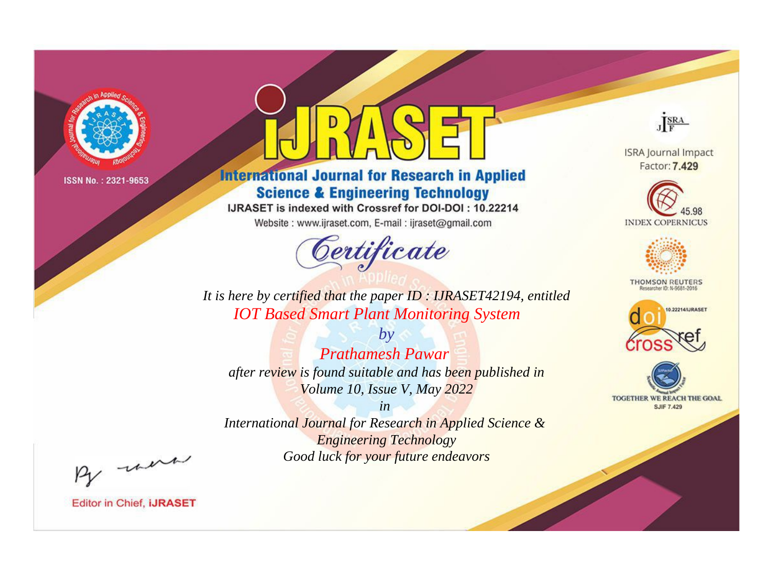ISSN No. : 2321-9653

# IJRASET

## International Journal for Research in Applied Science & Engineering Technology

IJRASET is indexed with Crossref for DOI-DOI : 10.22214

Website : www.ijraset.com, E-mail : ijraset@gmail.com

ISRA Journal Impact Factor: **7.429**

45.98 INDEX COPERNICUS

THOMSON REUTERS Researcher ID: N-9681-2016

10.22214/IJRASET

TOGETHER WE REACH THE GOAL SJIF 7.429

# *Certificate*

*It is here by certified that the paper ID : IJRASET42194, entitled*

*IOT Based Smart Plant Monitoring System*

*by*

*Prathamesh Pawar*

*after review is found suitable and has been published in*

*Volume 10, Issue V, May 2022*

*in*

*International Journal for Research in Applied Science & Engineering Technology*

*Good luck for your future endeavors*

Editor in Chief, **IJRASET**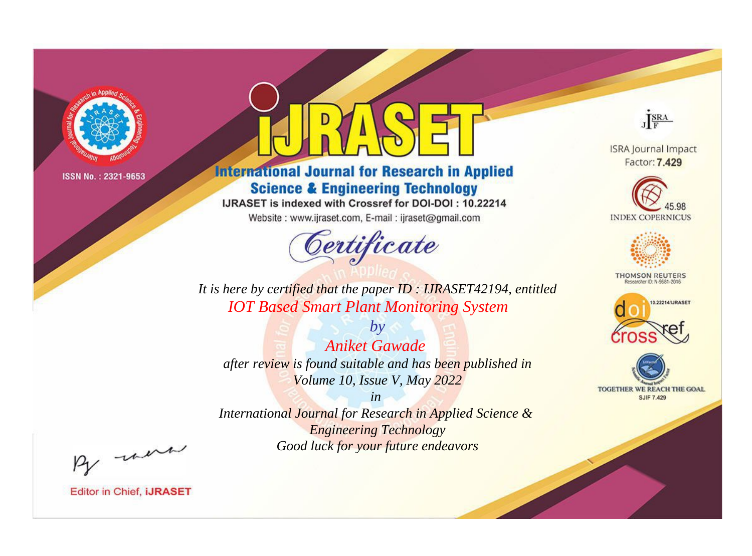ISSN No. : 2321-9653

# IJRASET

## International Journal for Research in Applied Science & Engineering Technology

IJRASET is indexed with Crossref for DOI-DOI : 10.22214

Website : www.ijraset.com, E-mail : ijraset@gmail.com

# Certificate

*It is here by certified that the paper ID : IJRASET42194, entitled*

*IOT Based Smart Plant Monitoring System*

*by*

*Aniket Gawade*

*after review is found suitable and has been published in*

*Volume 10, Issue V, May 2022*

*in*

*International Journal for Research in Applied Science & Engineering Technology*

*Good luck for your future endeavors*

ISRA Journal Impact Factor: **7.429**

45.98 INDEX COPERNICUS

THOMSON REUTERS Researcher ID: N-9681-2016

10.22214/IJRASET

TOGETHER WE REACH THE GOAL SJIF 7.429

Editor in Chief, IJRASET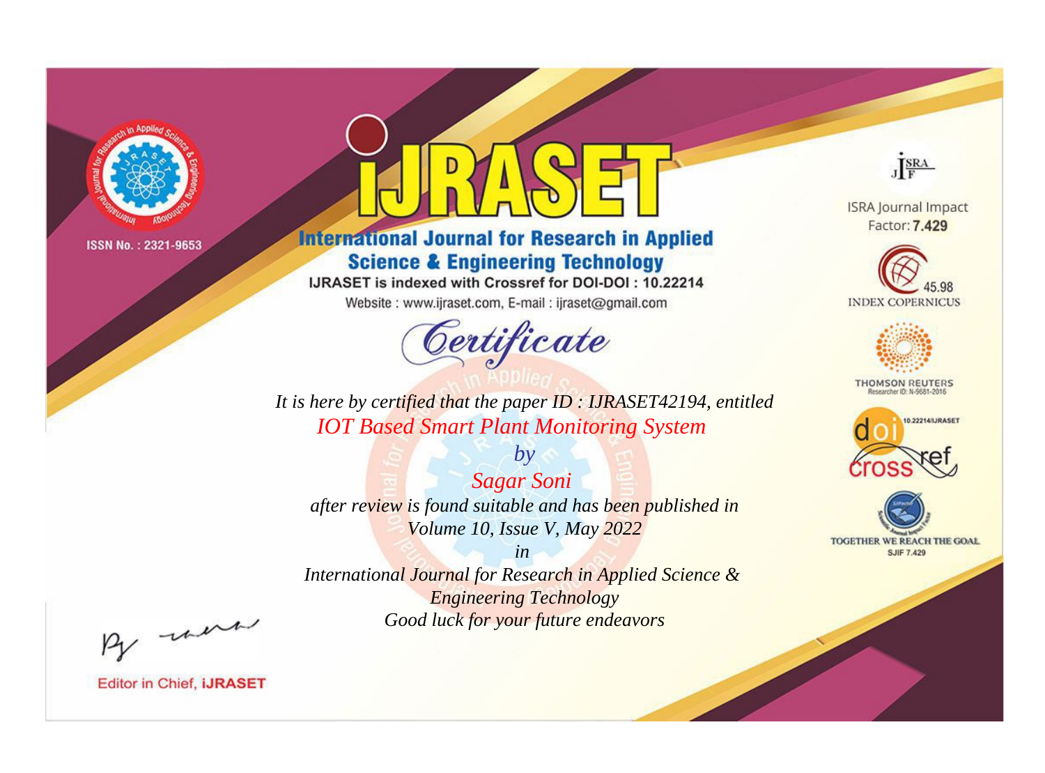ISSN No. : 2321-9653

# IJRASET

## International Journal for Research in Applied Science & Engineering Technology

IJRASET is indexed with Crossref for DOI-DOI : 10.22214

Website : www.ijraset.com, E-mail : ijraset@gmail.com

ISRA Journal Impact Factor: **7.429**

45.98 INDEX COPERNICUS

THOMSON REUTERS Researcher ID: N-9681-2016

10.22214/IJRASET

TOGETHER WE REACH THE GOAL SJIF 7.429

# *Certificate*

*It is here by certified that the paper ID : IJRASET42194, entitled*

*IOT Based Smart Plant Monitoring System*

*by*

*Sagar Soni*

*after review is found suitable and has been published in*

*Volume 10, Issue V, May 2022*

*in*

*International Journal for Research in Applied Science & Engineering Technology*

*Good luck for your future endeavors*

Editor in Chief, **iJRASET**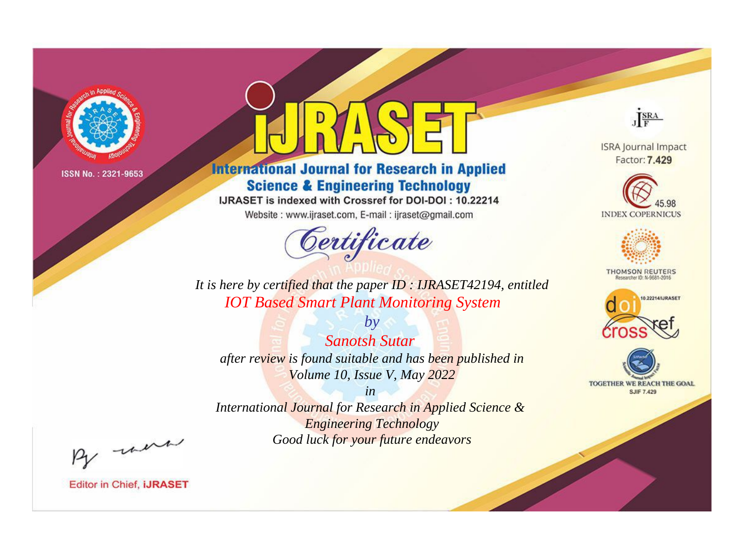ISSN No. : 2321-9653

# iJRASET

## International Journal for Research in Applied Science & Engineering Technology

IJRASET is indexed with Crossref for DOI-DOI : 10.22214

Website : www.ijraset.com, E-mail : ijraset@gmail.com

# Certificate

*It is here by certified that the paper ID : IJRASET42194, entitled*

*IOT Based Smart Plant Monitoring System*

*by*

*Sanotsh Sutar*

*after review is found suitable and has been published in*

*Volume 10, Issue V, May 2022*

*in*

*International Journal for Research in Applied Science & Engineering Technology*

*Good luck for your future endeavors*

ISRA Journal Impact Factor: **7.429**

45.98 INDEX COPERNICUS

THOMSON REUTERS Researcher ID: N-9681-2016

10.22214/IJRASET

TOGETHER WE REACH THE GOAL SJIF 7.429

Editor in Chief, **iJRASET**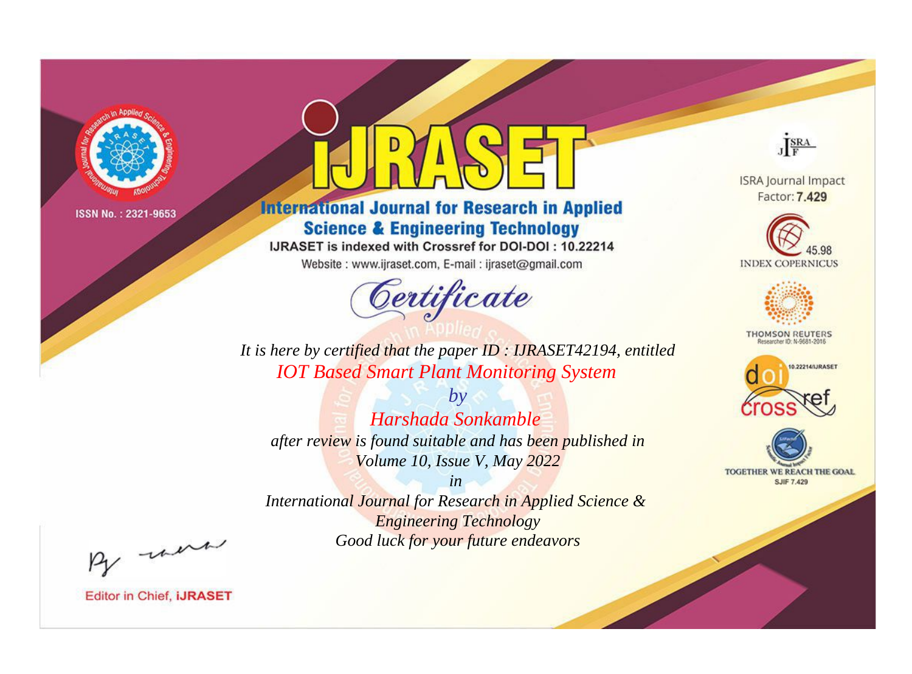ISSN No. : 2321-9653

# iJRASET

## International Journal for Research in Applied Science & Engineering Technology

IJRASET is indexed with Crossref for DOI-DOI : 10.22214

Website : www.ijraset.com, E-mail : ijraset@gmail.com

*Certificate*

*It is here by certified that the paper ID : IJRASET42194, entitled*

*IOT Based Smart Plant Monitoring System*

*by*

*Harshada Sonkamble*

*after review is found suitable and has been published in*

*Volume 10, Issue V, May 2022*

*in*

*International Journal for Research in Applied Science & Engineering Technology*

*Good luck for your future endeavors*

ISRA Journal Impact Factor: **7.429**

45.98 INDEX COPERNICUS

THOMSON REUTERS Researcher ID: N-9681-2016

10.22214/IJRASET

TOGETHER WE REACH THE GOAL SJIF 7.429

Editor in Chief, **iJRASET**